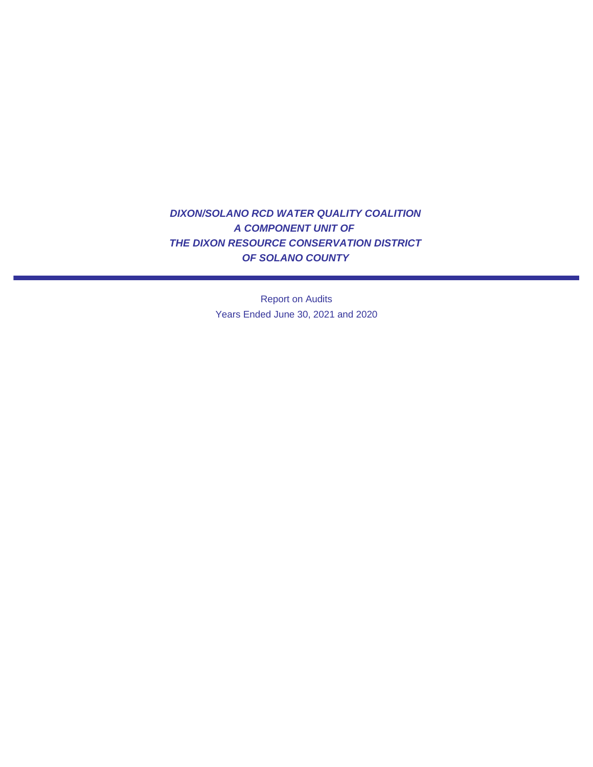# ***DIXON/SOLANO RCD WATER QUALITY COALITION***
# ***A COMPONENT UNIT OF***
# ***THE DIXON RESOURCE CONSERVATION DISTRICT***
# ***OF SOLANO COUNTY***

---

Report on Audits

Years Ended June 30, 2021 and 2020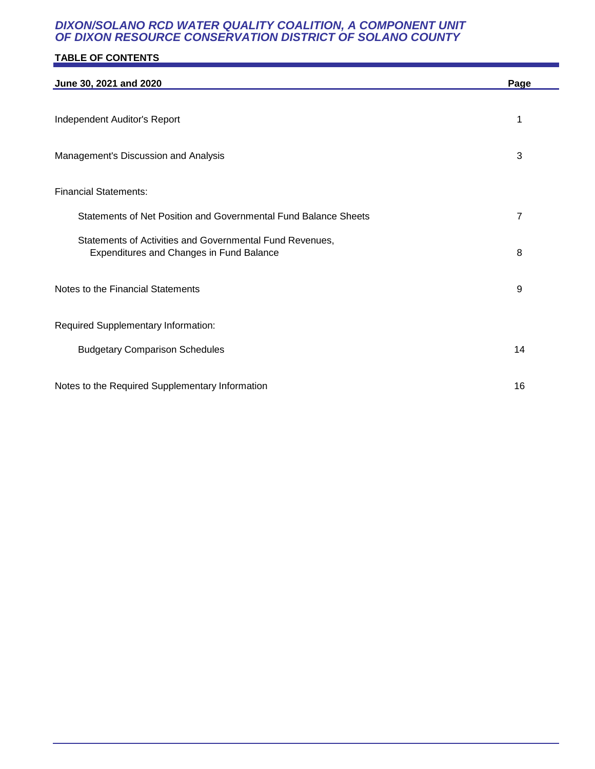# DIXON/SOLANO RCD WATER QUALITY COALITION, A COMPONENT UNIT OF DIXON RESOURCE CONSERVATION DISTRICT OF SOLANO COUNTY

## TABLE OF CONTENTS

| June 30, 2021 and 2020 | Page |
|---|---|
| Independent Auditor's Report | 1 |
| Management's Discussion and Analysis | 3 |
| Financial Statements: | |
| Statements of Net Position and Governmental Fund Balance Sheets | 7 |
| Statements of Activities and Governmental Fund Revenues, Expenditures and Changes in Fund Balance | 8 |
| Notes to the Financial Statements | 9 |
| Required Supplementary Information: | |
| Budgetary Comparison Schedules | 14 |
| Notes to the Required Supplementary Information | 16 |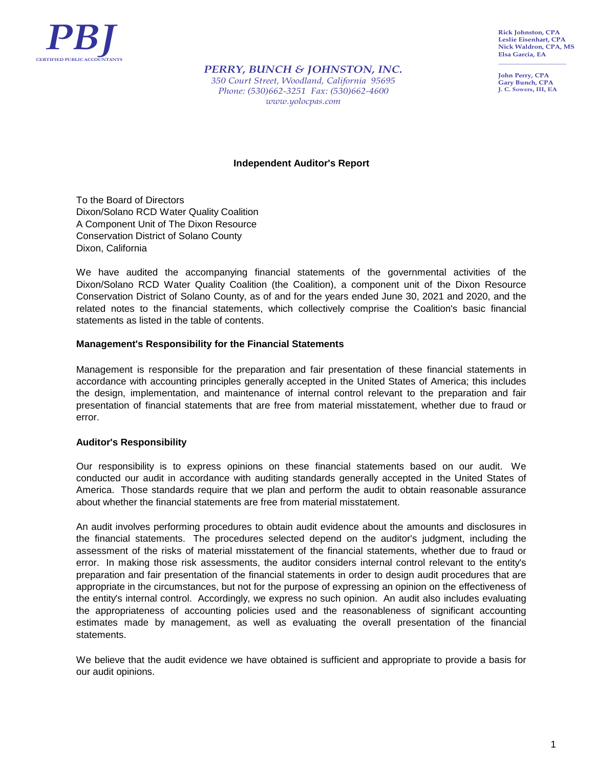**PBJ**
CERTIFIED PUBLIC ACCOUNTANTS

*PERRY, BUNCH & JOHNSTON, INC.*
*350 Court Street, Woodland, California 95695*
*Phone: (530)662-3251 Fax: (530)662-4600*
*www.yolocpas.com*

Rick Johnston, CPA
Leslie Eisenhart, CPA
Nick Waldron, CPA, MS
Elsa Garcia, EA

John Perry, CPA
Gary Bunch, CPA
J. C. Sowers, III, EA

## Independent Auditor's Report

To the Board of Directors
Dixon/Solano RCD Water Quality Coalition
A Component Unit of The Dixon Resource
Conservation District of Solano County
Dixon, California

We have audited the accompanying financial statements of the governmental activities of the Dixon/Solano RCD Water Quality Coalition (the Coalition), a component unit of the Dixon Resource Conservation District of Solano County, as of and for the years ended June 30, 2021 and 2020, and the related notes to the financial statements, which collectively comprise the Coalition's basic financial statements as listed in the table of contents.

### Management's Responsibility for the Financial Statements

Management is responsible for the preparation and fair presentation of these financial statements in accordance with accounting principles generally accepted in the United States of America; this includes the design, implementation, and maintenance of internal control relevant to the preparation and fair presentation of financial statements that are free from material misstatement, whether due to fraud or error.

### Auditor's Responsibility

Our responsibility is to express opinions on these financial statements based on our audit. We conducted our audit in accordance with auditing standards generally accepted in the United States of America. Those standards require that we plan and perform the audit to obtain reasonable assurance about whether the financial statements are free from material misstatement.

An audit involves performing procedures to obtain audit evidence about the amounts and disclosures in the financial statements. The procedures selected depend on the auditor's judgment, including the assessment of the risks of material misstatement of the financial statements, whether due to fraud or error. In making those risk assessments, the auditor considers internal control relevant to the entity's preparation and fair presentation of the financial statements in order to design audit procedures that are appropriate in the circumstances, but not for the purpose of expressing an opinion on the effectiveness of the entity's internal control. Accordingly, we express no such opinion. An audit also includes evaluating the appropriateness of accounting policies used and the reasonableness of significant accounting estimates made by management, as well as evaluating the overall presentation of the financial statements.

We believe that the audit evidence we have obtained is sufficient and appropriate to provide a basis for our audit opinions.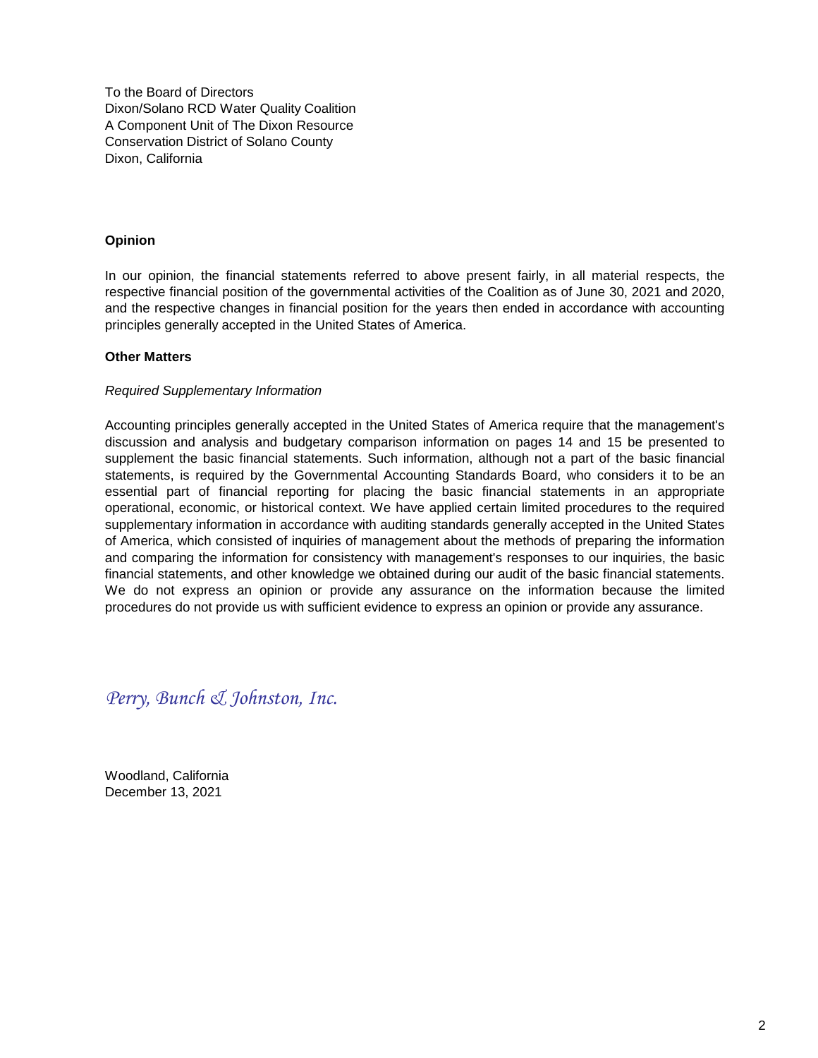To the Board of Directors
Dixon/Solano RCD Water Quality Coalition
A Component Unit of The Dixon Resource
Conservation District of Solano County
Dixon, California

**Opinion**

In our opinion, the financial statements referred to above present fairly, in all material respects, the respective financial position of the governmental activities of the Coalition as of June 30, 2021 and 2020, and the respective changes in financial position for the years then ended in accordance with accounting principles generally accepted in the United States of America.

**Other Matters**

*Required Supplementary Information*

Accounting principles generally accepted in the United States of America require that the management's discussion and analysis and budgetary comparison information on pages 14 and 15 be presented to supplement the basic financial statements. Such information, although not a part of the basic financial statements, is required by the Governmental Accounting Standards Board, who considers it to be an essential part of financial reporting for placing the basic financial statements in an appropriate operational, economic, or historical context. We have applied certain limited procedures to the required supplementary information in accordance with auditing standards generally accepted in the United States of America, which consisted of inquiries of management about the methods of preparing the information and comparing the information for consistency with management's responses to our inquiries, the basic financial statements, and other knowledge we obtained during our audit of the basic financial statements. We do not express an opinion or provide any assurance on the information because the limited procedures do not provide us with sufficient evidence to express an opinion or provide any assurance.

*Perry, Bunch & Johnston, Inc.*

Woodland, California
December 13, 2021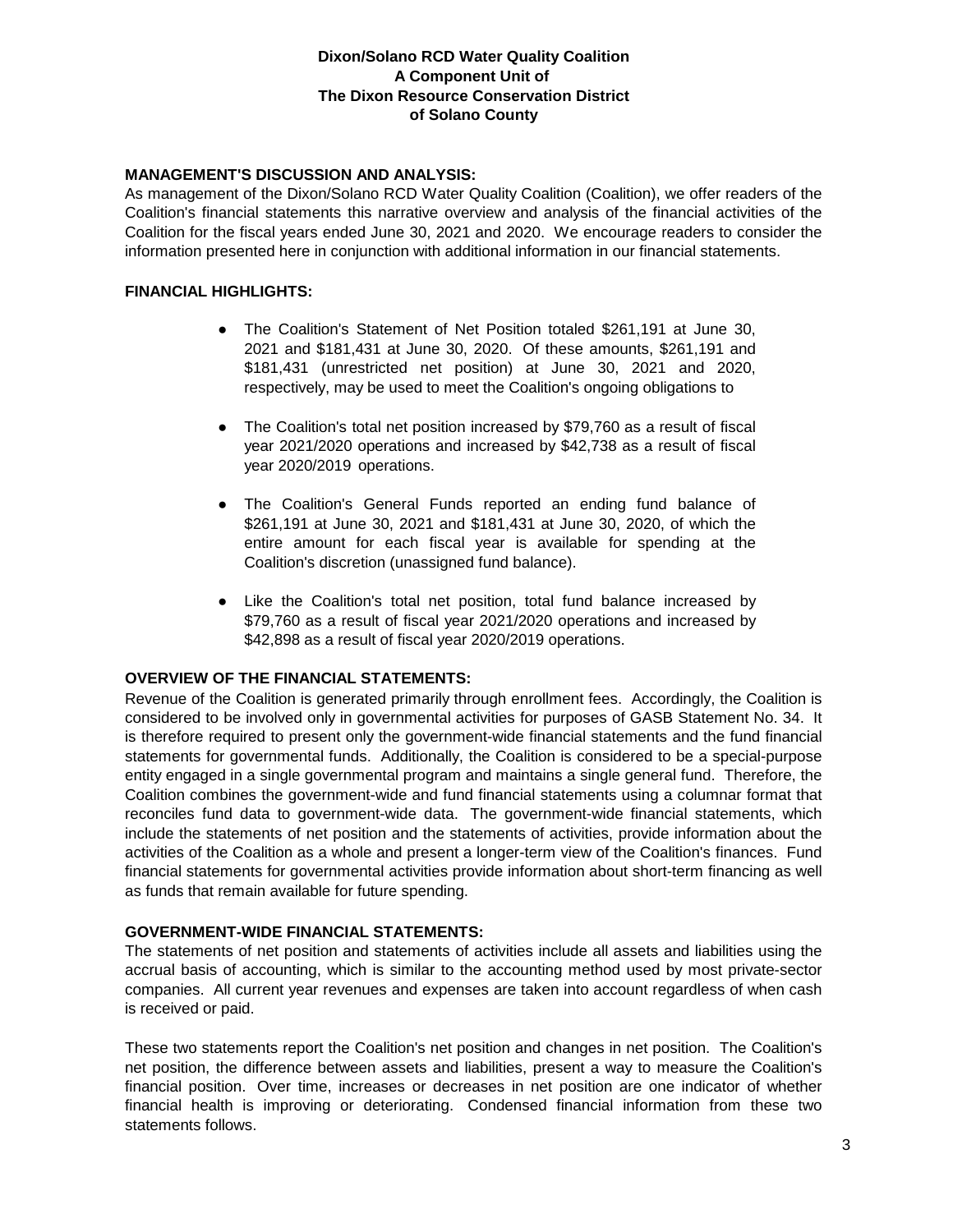**Dixon/Solano RCD Water Quality Coalition**
**A Component Unit of**
**The Dixon Resource Conservation District**
**of Solano County**

## MANAGEMENT'S DISCUSSION AND ANALYSIS:

As management of the Dixon/Solano RCD Water Quality Coalition (Coalition), we offer readers of the Coalition's financial statements this narrative overview and analysis of the financial activities of the Coalition for the fiscal years ended June 30, 2021 and 2020. We encourage readers to consider the information presented here in conjunction with additional information in our financial statements.

## FINANCIAL HIGHLIGHTS:

- The Coalition's Statement of Net Position totaled $261,191 at June 30, 2021 and $181,431 at June 30, 2020. Of these amounts, $261,191 and $181,431 (unrestricted net position) at June 30, 2021 and 2020, respectively, may be used to meet the Coalition's ongoing obligations to
- The Coalition's total net position increased by $79,760 as a result of fiscal year 2021/2020 operations and increased by $42,738 as a result of fiscal year 2020/2019 operations.
- The Coalition's General Funds reported an ending fund balance of $261,191 at June 30, 2021 and $181,431 at June 30, 2020, of which the entire amount for each fiscal year is available for spending at the Coalition's discretion (unassigned fund balance).
- Like the Coalition's total net position, total fund balance increased by $79,760 as a result of fiscal year 2021/2020 operations and increased by $42,898 as a result of fiscal year 2020/2019 operations.

## OVERVIEW OF THE FINANCIAL STATEMENTS:

Revenue of the Coalition is generated primarily through enrollment fees. Accordingly, the Coalition is considered to be involved only in governmental activities for purposes of GASB Statement No. 34. It is therefore required to present only the government-wide financial statements and the fund financial statements for governmental funds. Additionally, the Coalition is considered to be a special-purpose entity engaged in a single governmental program and maintains a single general fund. Therefore, the Coalition combines the government-wide and fund financial statements using a columnar format that reconciles fund data to government-wide data. The government-wide financial statements, which include the statements of net position and the statements of activities, provide information about the activities of the Coalition as a whole and present a longer-term view of the Coalition's finances. Fund financial statements for governmental activities provide information about short-term financing as well as funds that remain available for future spending.

## GOVERNMENT-WIDE FINANCIAL STATEMENTS:

The statements of net position and statements of activities include all assets and liabilities using the accrual basis of accounting, which is similar to the accounting method used by most private-sector companies. All current year revenues and expenses are taken into account regardless of when cash is received or paid.

These two statements report the Coalition's net position and changes in net position. The Coalition's net position, the difference between assets and liabilities, present a way to measure the Coalition's financial position. Over time, increases or decreases in net position are one indicator of whether financial health is improving or deteriorating. Condensed financial information from these two statements follows.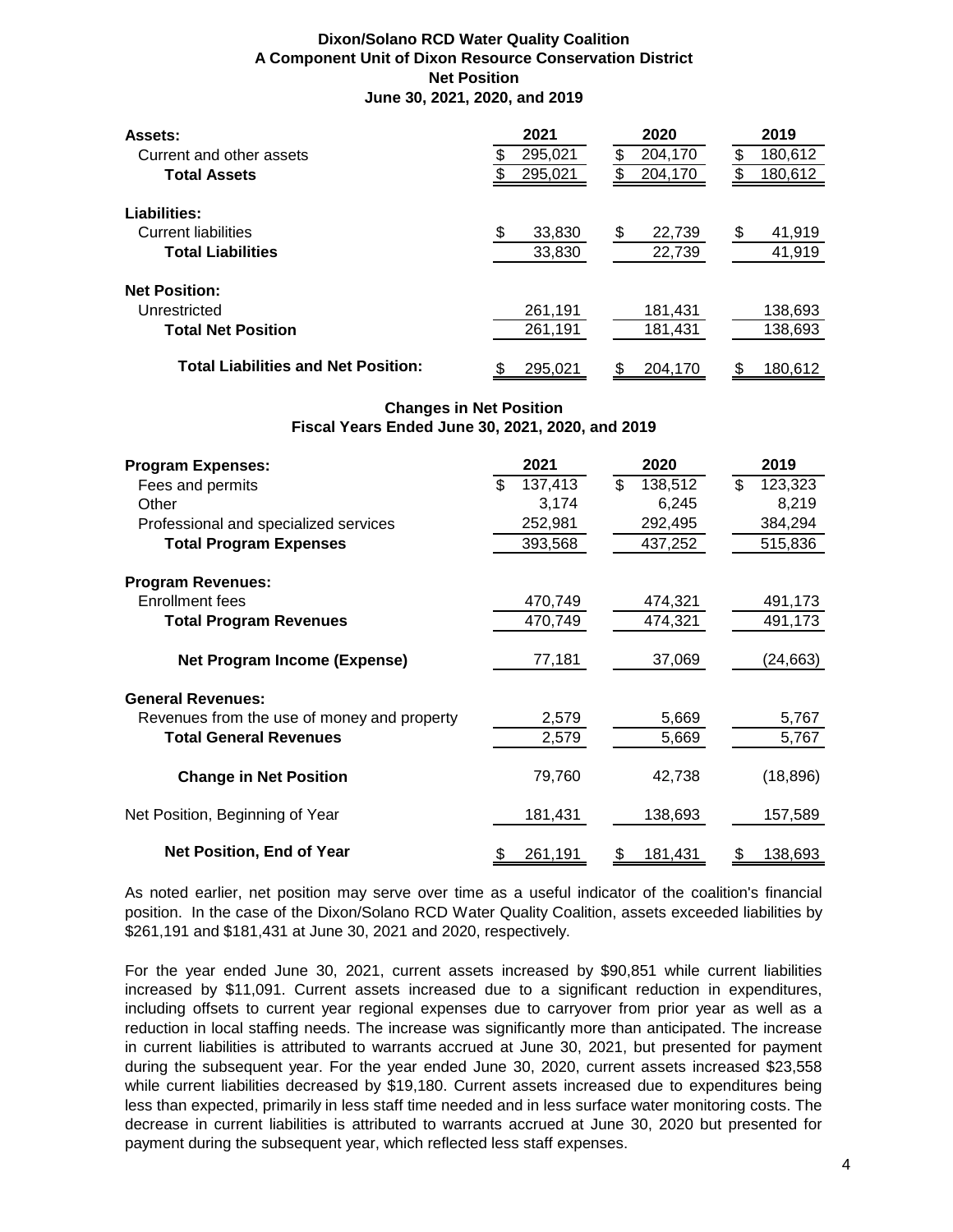**Dixon/Solano RCD Water Quality Coalition**
**A Component Unit of Dixon Resource Conservation District**
**Net Position**
**June 30, 2021, 2020, and 2019**

| **Assets:** | **2021** | **2020** | **2019** |
|---|---|---|---|
| Current and other assets | $ 295,021 | $ 204,170 | $ 180,612 |
| **Total Assets** | $ 295,021 | $ 204,170 | $ 180,612 |
| **Liabilities:** | | | |
| Current liabilities | $ 33,830 | $ 22,739 | $ 41,919 |
| **Total Liabilities** | 33,830 | 22,739 | 41,919 |
| **Net Position:** | | | |
| Unrestricted | 261,191 | 181,431 | 138,693 |
| **Total Net Position** | 261,191 | 181,431 | 138,693 |
| **Total Liabilities and Net Position:** | $ 295,021 | $ 204,170 | $ 180,612 |

**Changes in Net Position**
**Fiscal Years Ended June 30, 2021, 2020, and 2019**

| **Program Expenses:** | **2021** | **2020** | **2019** |
|---|---|---|---|
| Fees and permits | $ 137,413 | $ 138,512 | $ 123,323 |
| Other | 3,174 | 6,245 | 8,219 |
| Professional and specialized services | 252,981 | 292,495 | 384,294 |
| **Total Program Expenses** | 393,568 | 437,252 | 515,836 |
| **Program Revenues:** | | | |
| Enrollment fees | 470,749 | 474,321 | 491,173 |
| **Total Program Revenues** | 470,749 | 474,321 | 491,173 |
| **Net Program Income (Expense)** | 77,181 | 37,069 | (24,663) |
| **General Revenues:** | | | |
| Revenues from the use of money and property | 2,579 | 5,669 | 5,767 |
| **Total General Revenues** | 2,579 | 5,669 | 5,767 |
| **Change in Net Position** | 79,760 | 42,738 | (18,896) |
| Net Position, Beginning of Year | 181,431 | 138,693 | 157,589 |
| **Net Position, End of Year** | $ 261,191 | $ 181,431 | $ 138,693 |

As noted earlier, net position may serve over time as a useful indicator of the coalition's financial position. In the case of the Dixon/Solano RCD Water Quality Coalition, assets exceeded liabilities by $261,191 and $181,431 at June 30, 2021 and 2020, respectively.

For the year ended June 30, 2021, current assets increased by $90,851 while current liabilities increased by $11,091. Current assets increased due to a significant reduction in expenditures, including offsets to current year regional expenses due to carryover from prior year as well as a reduction in local staffing needs. The increase was significantly more than anticipated. The increase in current liabilities is attributed to warrants accrued at June 30, 2021, but presented for payment during the subsequent year. For the year ended June 30, 2020, current assets increased $23,558 while current liabilities decreased by $19,180. Current assets increased due to expenditures being less than expected, primarily in less staff time needed and in less surface water monitoring costs. The decrease in current liabilities is attributed to warrants accrued at June 30, 2020 but presented for payment during the subsequent year, which reflected less staff expenses.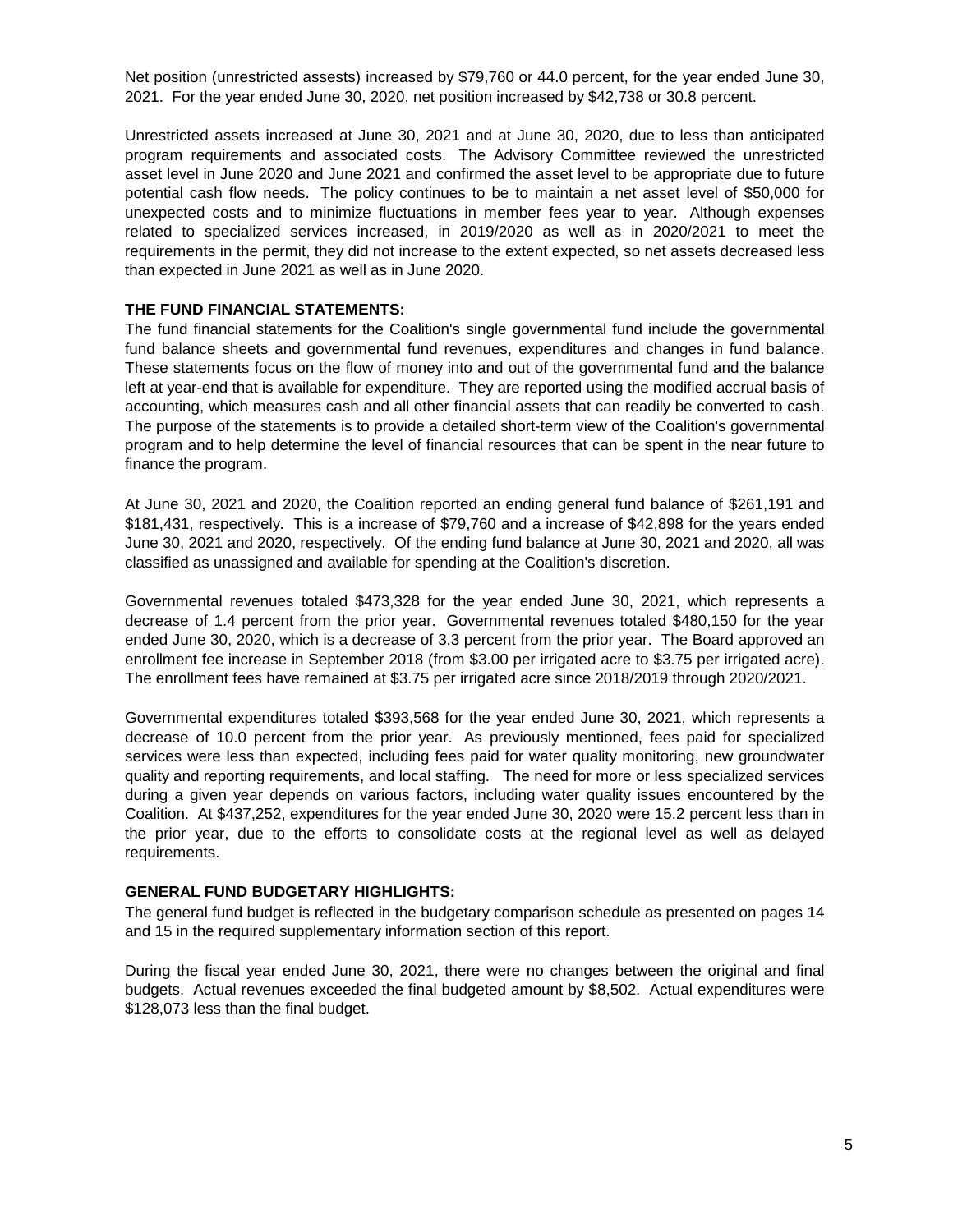Net position (unrestricted assests) increased by $79,760 or 44.0 percent, for the year ended June 30, 2021. For the year ended June 30, 2020, net position increased by $42,738 or 30.8 percent.

Unrestricted assets increased at June 30, 2021 and at June 30, 2020, due to less than anticipated program requirements and associated costs. The Advisory Committee reviewed the unrestricted asset level in June 2020 and June 2021 and confirmed the asset level to be appropriate due to future potential cash flow needs. The policy continues to be to maintain a net asset level of $50,000 for unexpected costs and to minimize fluctuations in member fees year to year. Although expenses related to specialized services increased, in 2019/2020 as well as in 2020/2021 to meet the requirements in the permit, they did not increase to the extent expected, so net assets decreased less than expected in June 2021 as well as in June 2020.

**THE FUND FINANCIAL STATEMENTS:**

The fund financial statements for the Coalition's single governmental fund include the governmental fund balance sheets and governmental fund revenues, expenditures and changes in fund balance. These statements focus on the flow of money into and out of the governmental fund and the balance left at year-end that is available for expenditure. They are reported using the modified accrual basis of accounting, which measures cash and all other financial assets that can readily be converted to cash. The purpose of the statements is to provide a detailed short-term view of the Coalition's governmental program and to help determine the level of financial resources that can be spent in the near future to finance the program.

At June 30, 2021 and 2020, the Coalition reported an ending general fund balance of $261,191 and $181,431, respectively. This is a increase of $79,760 and a increase of $42,898 for the years ended June 30, 2021 and 2020, respectively. Of the ending fund balance at June 30, 2021 and 2020, all was classified as unassigned and available for spending at the Coalition's discretion.

Governmental revenues totaled $473,328 for the year ended June 30, 2021, which represents a decrease of 1.4 percent from the prior year. Governmental revenues totaled $480,150 for the year ended June 30, 2020, which is a decrease of 3.3 percent from the prior year. The Board approved an enrollment fee increase in September 2018 (from $3.00 per irrigated acre to $3.75 per irrigated acre). The enrollment fees have remained at $3.75 per irrigated acre since 2018/2019 through 2020/2021.

Governmental expenditures totaled $393,568 for the year ended June 30, 2021, which represents a decrease of 10.0 percent from the prior year. As previously mentioned, fees paid for specialized services were less than expected, including fees paid for water quality monitoring, new groundwater quality and reporting requirements, and local staffing. The need for more or less specialized services during a given year depends on various factors, including water quality issues encountered by the Coalition. At $437,252, expenditures for the year ended June 30, 2020 were 15.2 percent less than in the prior year, due to the efforts to consolidate costs at the regional level as well as delayed requirements.

**GENERAL FUND BUDGETARY HIGHLIGHTS:**

The general fund budget is reflected in the budgetary comparison schedule as presented on pages 14 and 15 in the required supplementary information section of this report.

During the fiscal year ended June 30, 2021, there were no changes between the original and final budgets. Actual revenues exceeded the final budgeted amount by $8,502. Actual expenditures were $128,073 less than the final budget.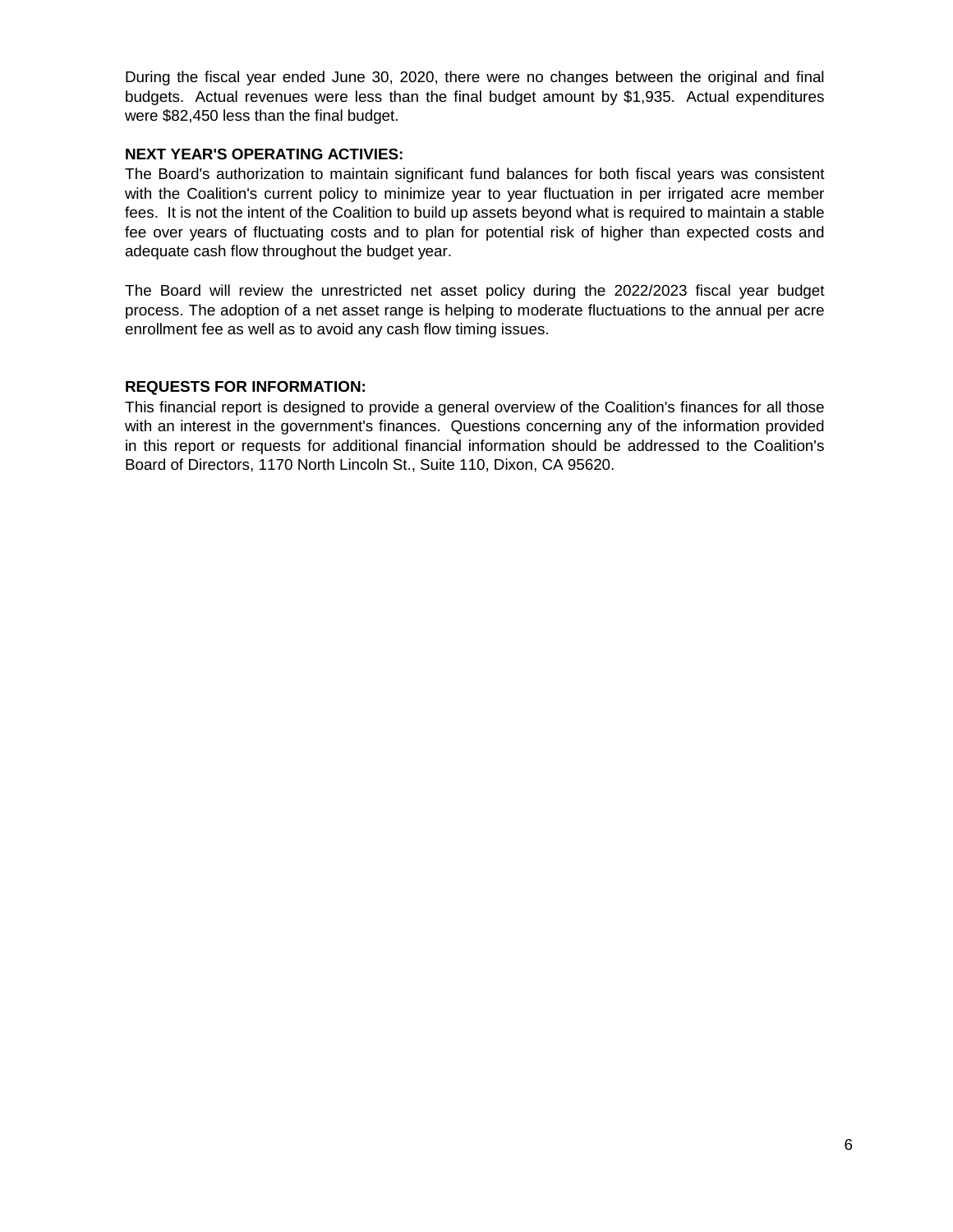During the fiscal year ended June 30, 2020, there were no changes between the original and final budgets. Actual revenues were less than the final budget amount by $1,935. Actual expenditures were $82,450 less than the final budget.

**NEXT YEAR'S OPERATING ACTIVIES:**

The Board's authorization to maintain significant fund balances for both fiscal years was consistent with the Coalition's current policy to minimize year to year fluctuation in per irrigated acre member fees. It is not the intent of the Coalition to build up assets beyond what is required to maintain a stable fee over years of fluctuating costs and to plan for potential risk of higher than expected costs and adequate cash flow throughout the budget year.

The Board will review the unrestricted net asset policy during the 2022/2023 fiscal year budget process. The adoption of a net asset range is helping to moderate fluctuations to the annual per acre enrollment fee as well as to avoid any cash flow timing issues.

**REQUESTS FOR INFORMATION:**

This financial report is designed to provide a general overview of the Coalition's finances for all those with an interest in the government's finances. Questions concerning any of the information provided in this report or requests for additional financial information should be addressed to the Coalition's Board of Directors, 1170 North Lincoln St., Suite 110, Dixon, CA 95620.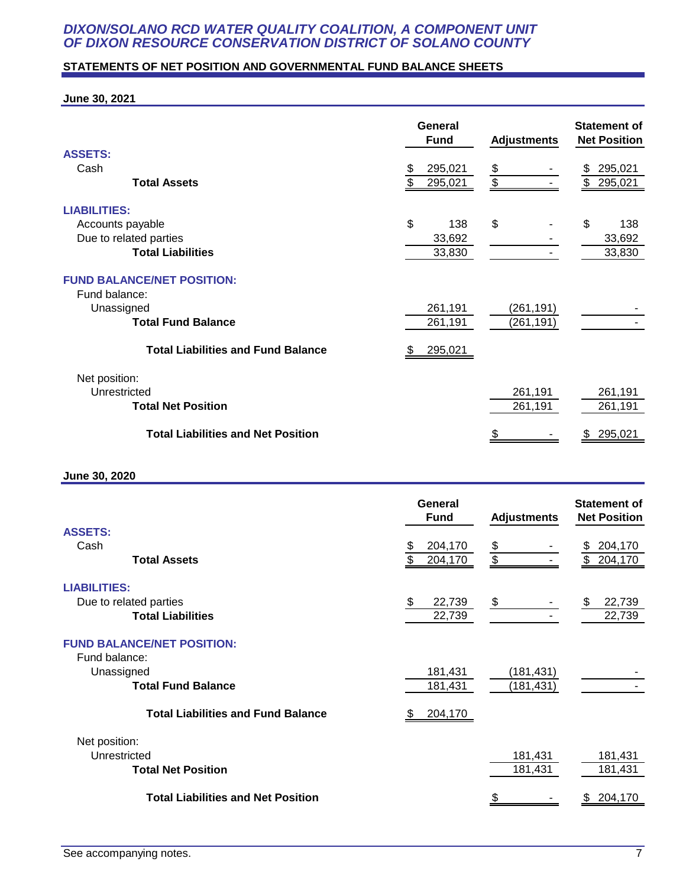# DIXON/SOLANO RCD WATER QUALITY COALITION, A COMPONENT UNIT OF DIXON RESOURCE CONSERVATION DISTRICT OF SOLANO COUNTY

## STATEMENTS OF NET POSITION AND GOVERNMENTAL FUND BALANCE SHEETS

### June 30, 2021

| | General Fund | Adjustments | Statement of Net Position |
|---|---|---|---|
| **ASSETS:** | | | |
| Cash | $ 295,021 | $ - | $ 295,021 |
| **Total Assets** | $ 295,021 | $ - | $ 295,021 |
| **LIABILITIES:** | | | |
| Accounts payable | $ 138 | $ - | $ 138 |
| Due to related parties | 33,692 | - | 33,692 |
| **Total Liabilities** | 33,830 | - | 33,830 |
| **FUND BALANCE/NET POSITION:** | | | |
| Fund balance: | | | |
| Unassigned | 261,191 | (261,191) | - |
| **Total Fund Balance** | 261,191 | (261,191) | - |
| **Total Liabilities and Fund Balance** | $ 295,021 | | |
| Net position: | | | |
| Unrestricted | | 261,191 | 261,191 |
| **Total Net Position** | | 261,191 | 261,191 |
| **Total Liabilities and Net Position** | | $ - | $ 295,021 |

### June 30, 2020

| | General Fund | Adjustments | Statement of Net Position |
|---|---|---|---|
| **ASSETS:** | | | |
| Cash | $ 204,170 | $ - | $ 204,170 |
| **Total Assets** | $ 204,170 | $ - | $ 204,170 |
| **LIABILITIES:** | | | |
| Due to related parties | $ 22,739 | $ - | $ 22,739 |
| **Total Liabilities** | 22,739 | - | 22,739 |
| **FUND BALANCE/NET POSITION:** | | | |
| Fund balance: | | | |
| Unassigned | 181,431 | (181,431) | - |
| **Total Fund Balance** | 181,431 | (181,431) | - |
| **Total Liabilities and Fund Balance** | $ 204,170 | | |
| Net position: | | | |
| Unrestricted | | 181,431 | 181,431 |
| **Total Net Position** | | 181,431 | 181,431 |
| **Total Liabilities and Net Position** | | $ - | $ 204,170 |

See accompanying notes.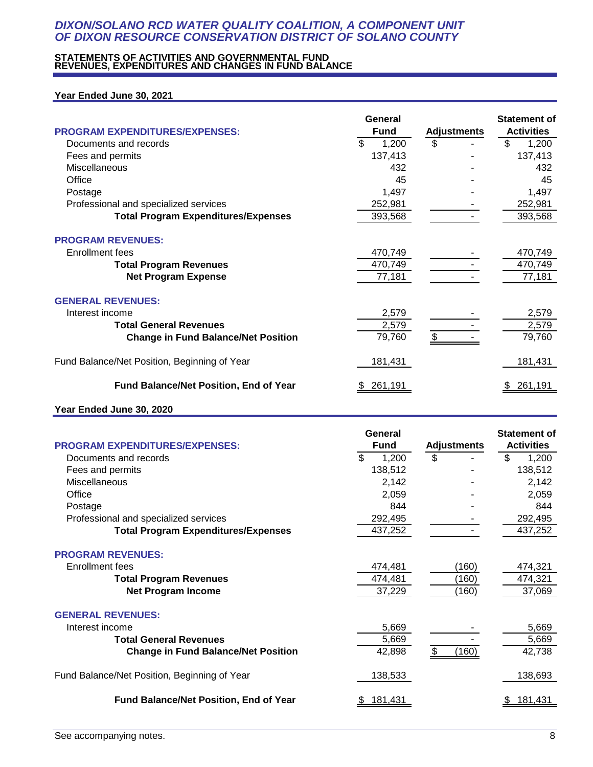# *DIXON/SOLANO RCD WATER QUALITY COALITION, A COMPONENT UNIT OF DIXON RESOURCE CONSERVATION DISTRICT OF SOLANO COUNTY*

## STATEMENTS OF ACTIVITIES AND GOVERNMENTAL FUND REVENUES, EXPENDITURES AND CHANGES IN FUND BALANCE

### Year Ended June 30, 2021

| | General Fund | Adjustments | Statement of Activities |
|---|---|---|---|
| **PROGRAM EXPENDITURES/EXPENSES:** | | | |
| Documents and records | $ 1,200 | $ - | $ 1,200 |
| Fees and permits | 137,413 | - | 137,413 |
| Miscellaneous | 432 | - | 432 |
| Office | 45 | - | 45 |
| Postage | 1,497 | - | 1,497 |
| Professional and specialized services | 252,981 | - | 252,981 |
| **Total Program Expenditures/Expenses** | 393,568 | - | 393,568 |
| **PROGRAM REVENUES:** | | | |
| Enrollment fees | 470,749 | - | 470,749 |
| **Total Program Revenues** | 470,749 | - | 470,749 |
| **Net Program Expense** | 77,181 | - | 77,181 |
| **GENERAL REVENUES:** | | | |
| Interest income | 2,579 | - | 2,579 |
| **Total General Revenues** | 2,579 | - | 2,579 |
| **Change in Fund Balance/Net Position** | 79,760 | $ - | 79,760 |
| Fund Balance/Net Position, Beginning of Year | 181,431 | | 181,431 |
| **Fund Balance/Net Position, End of Year** | $ 261,191 | | $ 261,191 |

### Year Ended June 30, 2020

| | General Fund | Adjustments | Statement of Activities |
|---|---|---|---|
| **PROGRAM EXPENDITURES/EXPENSES:** | | | |
| Documents and records | $ 1,200 | $ - | $ 1,200 |
| Fees and permits | 138,512 | - | 138,512 |
| Miscellaneous | 2,142 | - | 2,142 |
| Office | 2,059 | - | 2,059 |
| Postage | 844 | - | 844 |
| Professional and specialized services | 292,495 | - | 292,495 |
| **Total Program Expenditures/Expenses** | 437,252 | - | 437,252 |
| **PROGRAM REVENUES:** | | | |
| Enrollment fees | 474,481 | (160) | 474,321 |
| **Total Program Revenues** | 474,481 | (160) | 474,321 |
| **Net Program Income** | 37,229 | (160) | 37,069 |
| **GENERAL REVENUES:** | | | |
| Interest income | 5,669 | - | 5,669 |
| **Total General Revenues** | 5,669 | - | 5,669 |
| **Change in Fund Balance/Net Position** | 42,898 | $ (160) | 42,738 |
| Fund Balance/Net Position, Beginning of Year | 138,533 | | 138,693 |
| **Fund Balance/Net Position, End of Year** | $ 181,431 | | $ 181,431 |

See accompanying notes.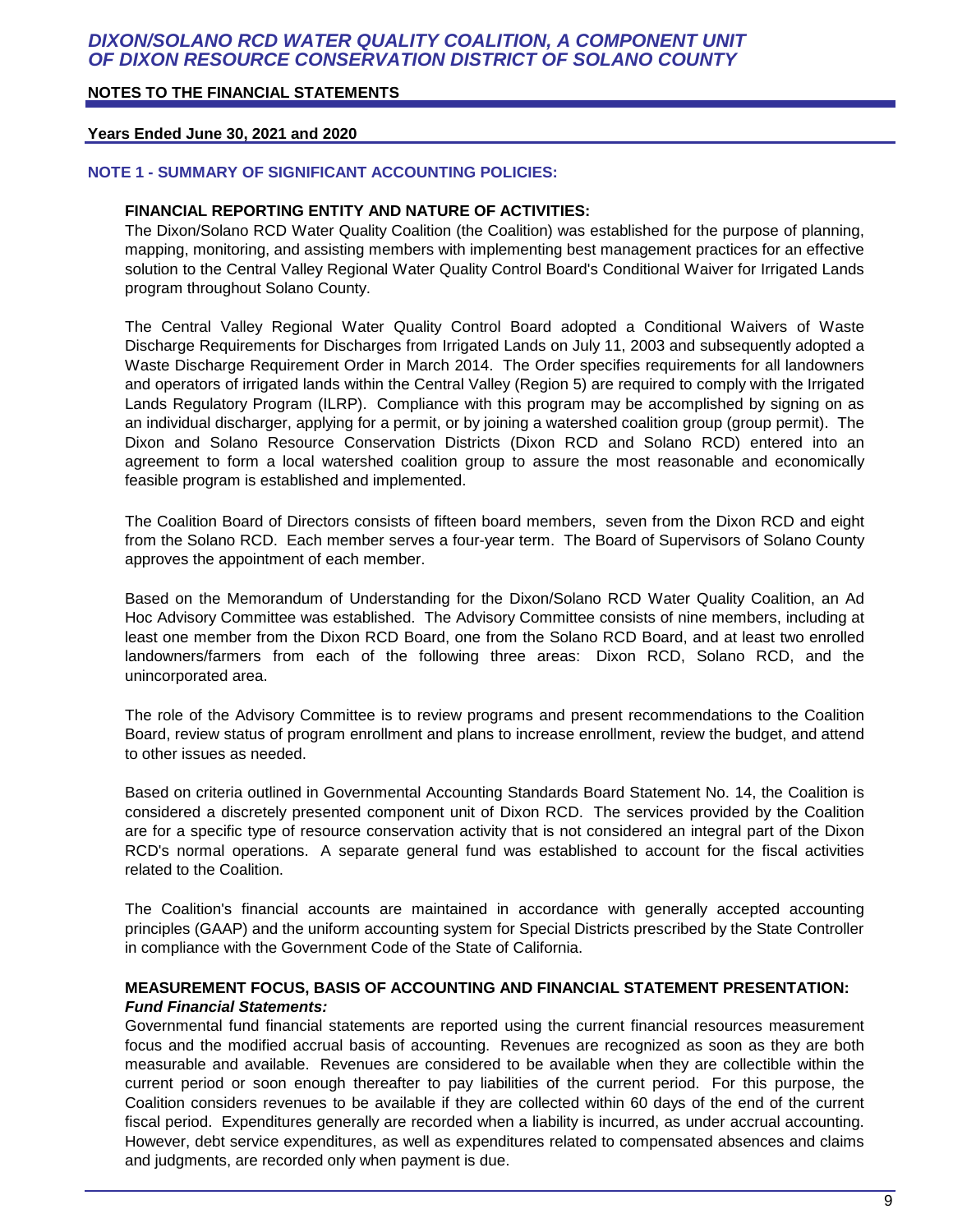# DIXON/SOLANO RCD WATER QUALITY COALITION, A COMPONENT UNIT OF DIXON RESOURCE CONSERVATION DISTRICT OF SOLANO COUNTY

## NOTES TO THE FINANCIAL STATEMENTS

**Years Ended June 30, 2021 and 2020**

### NOTE 1 - SUMMARY OF SIGNIFICANT ACCOUNTING POLICIES:

**FINANCIAL REPORTING ENTITY AND NATURE OF ACTIVITIES:**

The Dixon/Solano RCD Water Quality Coalition (the Coalition) was established for the purpose of planning, mapping, monitoring, and assisting members with implementing best management practices for an effective solution to the Central Valley Regional Water Quality Control Board's Conditional Waiver for Irrigated Lands program throughout Solano County.

The Central Valley Regional Water Quality Control Board adopted a Conditional Waivers of Waste Discharge Requirements for Discharges from Irrigated Lands on July 11, 2003 and subsequently adopted a Waste Discharge Requirement Order in March 2014. The Order specifies requirements for all landowners and operators of irrigated lands within the Central Valley (Region 5) are required to comply with the Irrigated Lands Regulatory Program (ILRP). Compliance with this program may be accomplished by signing on as an individual discharger, applying for a permit, or by joining a watershed coalition group (group permit). The Dixon and Solano Resource Conservation Districts (Dixon RCD and Solano RCD) entered into an agreement to form a local watershed coalition group to assure the most reasonable and economically feasible program is established and implemented.

The Coalition Board of Directors consists of fifteen board members, seven from the Dixon RCD and eight from the Solano RCD. Each member serves a four-year term. The Board of Supervisors of Solano County approves the appointment of each member.

Based on the Memorandum of Understanding for the Dixon/Solano RCD Water Quality Coalition, an Ad Hoc Advisory Committee was established. The Advisory Committee consists of nine members, including at least one member from the Dixon RCD Board, one from the Solano RCD Board, and at least two enrolled landowners/farmers from each of the following three areas: Dixon RCD, Solano RCD, and the unincorporated area.

The role of the Advisory Committee is to review programs and present recommendations to the Coalition Board, review status of program enrollment and plans to increase enrollment, review the budget, and attend to other issues as needed.

Based on criteria outlined in Governmental Accounting Standards Board Statement No. 14, the Coalition is considered a discretely presented component unit of Dixon RCD. The services provided by the Coalition are for a specific type of resource conservation activity that is not considered an integral part of the Dixon RCD's normal operations. A separate general fund was established to account for the fiscal activities related to the Coalition.

The Coalition's financial accounts are maintained in accordance with generally accepted accounting principles (GAAP) and the uniform accounting system for Special Districts prescribed by the State Controller in compliance with the Government Code of the State of California.

**MEASUREMENT FOCUS, BASIS OF ACCOUNTING AND FINANCIAL STATEMENT PRESENTATION:**

***Fund Financial Statements:***

Governmental fund financial statements are reported using the current financial resources measurement focus and the modified accrual basis of accounting. Revenues are recognized as soon as they are both measurable and available. Revenues are considered to be available when they are collectible within the current period or soon enough thereafter to pay liabilities of the current period. For this purpose, the Coalition considers revenues to be available if they are collected within 60 days of the end of the current fiscal period. Expenditures generally are recorded when a liability is incurred, as under accrual accounting. However, debt service expenditures, as well as expenditures related to compensated absences and claims and judgments, are recorded only when payment is due.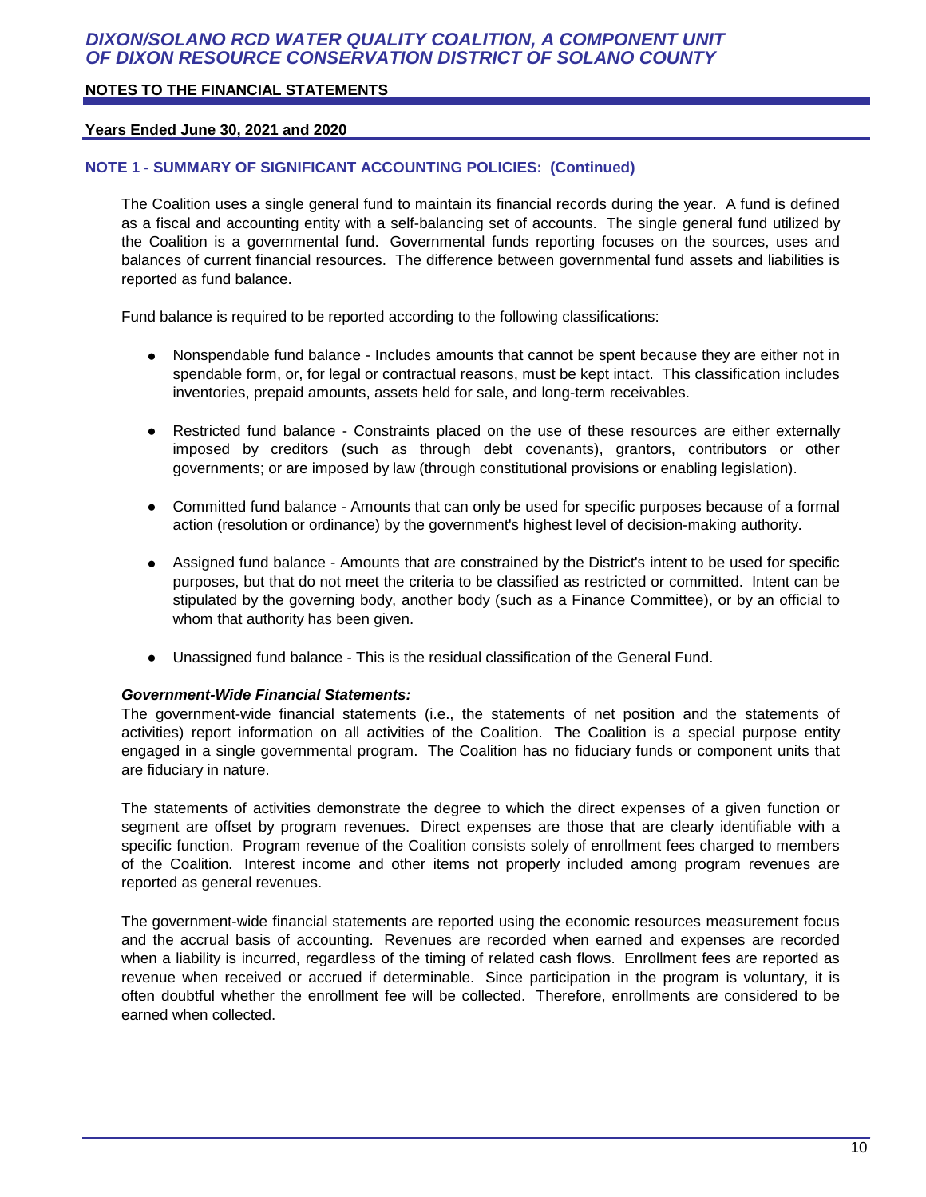## NOTE 1 - SUMMARY OF SIGNIFICANT ACCOUNTING POLICIES: (Continued)

The Coalition uses a single general fund to maintain its financial records during the year. A fund is defined as a fiscal and accounting entity with a self-balancing set of accounts. The single general fund utilized by the Coalition is a governmental fund. Governmental funds reporting focuses on the sources, uses and balances of current financial resources. The difference between governmental fund assets and liabilities is reported as fund balance.

Fund balance is required to be reported according to the following classifications:

- Nonspendable fund balance - Includes amounts that cannot be spent because they are either not in spendable form, or, for legal or contractual reasons, must be kept intact. This classification includes inventories, prepaid amounts, assets held for sale, and long-term receivables.
- Restricted fund balance - Constraints placed on the use of these resources are either externally imposed by creditors (such as through debt covenants), grantors, contributors or other governments; or are imposed by law (through constitutional provisions or enabling legislation).
- Committed fund balance - Amounts that can only be used for specific purposes because of a formal action (resolution or ordinance) by the government's highest level of decision-making authority.
- Assigned fund balance - Amounts that are constrained by the District's intent to be used for specific purposes, but that do not meet the criteria to be classified as restricted or committed. Intent can be stipulated by the governing body, another body (such as a Finance Committee), or by an official to whom that authority has been given.
- Unassigned fund balance - This is the residual classification of the General Fund.

***Government-Wide Financial Statements:***
The government-wide financial statements (i.e., the statements of net position and the statements of activities) report information on all activities of the Coalition. The Coalition is a special purpose entity engaged in a single governmental program. The Coalition has no fiduciary funds or component units that are fiduciary in nature.

The statements of activities demonstrate the degree to which the direct expenses of a given function or segment are offset by program revenues. Direct expenses are those that are clearly identifiable with a specific function. Program revenue of the Coalition consists solely of enrollment fees charged to members of the Coalition. Interest income and other items not properly included among program revenues are reported as general revenues.

The government-wide financial statements are reported using the economic resources measurement focus and the accrual basis of accounting. Revenues are recorded when earned and expenses are recorded when a liability is incurred, regardless of the timing of related cash flows. Enrollment fees are reported as revenue when received or accrued if determinable. Since participation in the program is voluntary, it is often doubtful whether the enrollment fee will be collected. Therefore, enrollments are considered to be earned when collected.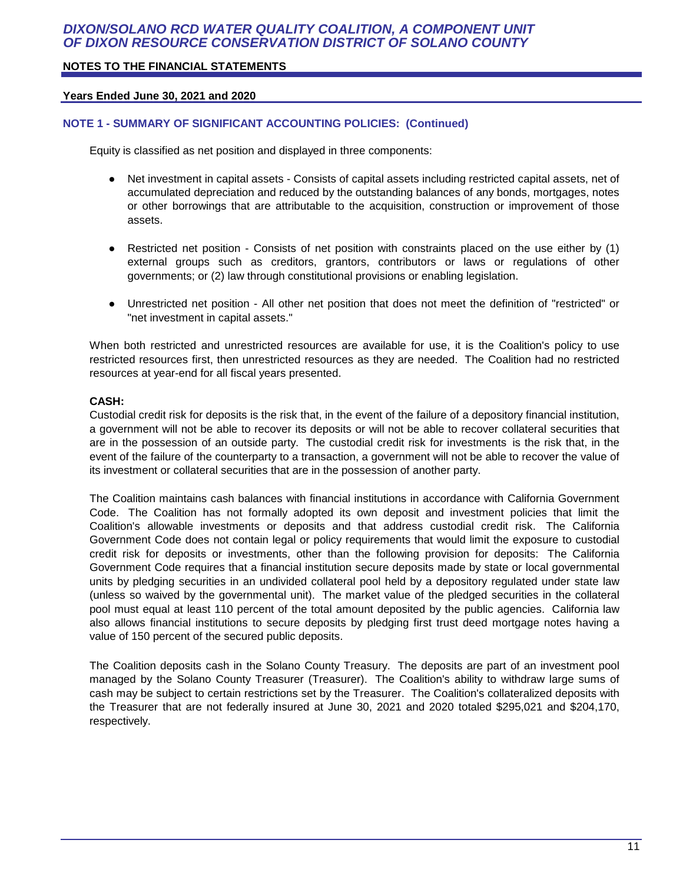# DIXON/SOLANO RCD WATER QUALITY COALITION, A COMPONENT UNIT OF DIXON RESOURCE CONSERVATION DISTRICT OF SOLANO COUNTY

**NOTES TO THE FINANCIAL STATEMENTS**

**Years Ended June 30, 2021 and 2020**

## NOTE 1 - SUMMARY OF SIGNIFICANT ACCOUNTING POLICIES: (Continued)

Equity is classified as net position and displayed in three components:

- Net investment in capital assets - Consists of capital assets including restricted capital assets, net of accumulated depreciation and reduced by the outstanding balances of any bonds, mortgages, notes or other borrowings that are attributable to the acquisition, construction or improvement of those assets.
- Restricted net position - Consists of net position with constraints placed on the use either by (1) external groups such as creditors, grantors, contributors or laws or regulations of other governments; or (2) law through constitutional provisions or enabling legislation.
- Unrestricted net position - All other net position that does not meet the definition of "restricted" or "net investment in capital assets."

When both restricted and unrestricted resources are available for use, it is the Coalition's policy to use restricted resources first, then unrestricted resources as they are needed. The Coalition had no restricted resources at year-end for all fiscal years presented.

**CASH:**

Custodial credit risk for deposits is the risk that, in the event of the failure of a depository financial institution, a government will not be able to recover its deposits or will not be able to recover collateral securities that are in the possession of an outside party. The custodial credit risk for investments is the risk that, in the event of the failure of the counterparty to a transaction, a government will not be able to recover the value of its investment or collateral securities that are in the possession of another party.

The Coalition maintains cash balances with financial institutions in accordance with California Government Code. The Coalition has not formally adopted its own deposit and investment policies that limit the Coalition's allowable investments or deposits and that address custodial credit risk. The California Government Code does not contain legal or policy requirements that would limit the exposure to custodial credit risk for deposits or investments, other than the following provision for deposits: The California Government Code requires that a financial institution secure deposits made by state or local governmental units by pledging securities in an undivided collateral pool held by a depository regulated under state law (unless so waived by the governmental unit). The market value of the pledged securities in the collateral pool must equal at least 110 percent of the total amount deposited by the public agencies. California law also allows financial institutions to secure deposits by pledging first trust deed mortgage notes having a value of 150 percent of the secured public deposits.

The Coalition deposits cash in the Solano County Treasury. The deposits are part of an investment pool managed by the Solano County Treasurer (Treasurer). The Coalition's ability to withdraw large sums of cash may be subject to certain restrictions set by the Treasurer. The Coalition's collateralized deposits with the Treasurer that are not federally insured at June 30, 2021 and 2020 totaled $295,021 and $204,170, respectively.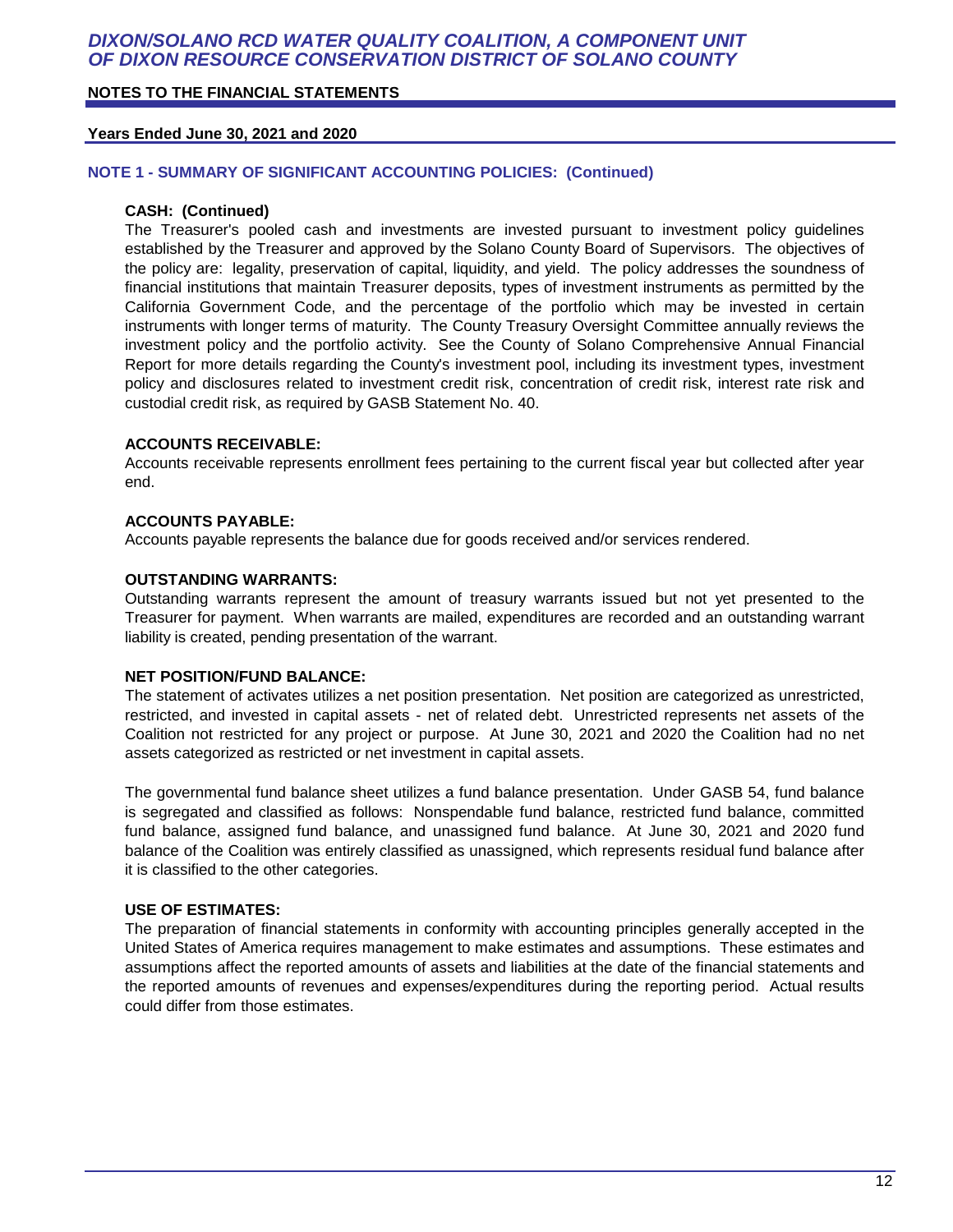## NOTE 1 - SUMMARY OF SIGNIFICANT ACCOUNTING POLICIES: (Continued)

### CASH: (Continued)

The Treasurer's pooled cash and investments are invested pursuant to investment policy guidelines established by the Treasurer and approved by the Solano County Board of Supervisors. The objectives of the policy are: legality, preservation of capital, liquidity, and yield. The policy addresses the soundness of financial institutions that maintain Treasurer deposits, types of investment instruments as permitted by the California Government Code, and the percentage of the portfolio which may be invested in certain instruments with longer terms of maturity. The County Treasury Oversight Committee annually reviews the investment policy and the portfolio activity. See the County of Solano Comprehensive Annual Financial Report for more details regarding the County's investment pool, including its investment types, investment policy and disclosures related to investment credit risk, concentration of credit risk, interest rate risk and custodial credit risk, as required by GASB Statement No. 40.

### ACCOUNTS RECEIVABLE:

Accounts receivable represents enrollment fees pertaining to the current fiscal year but collected after year end.

### ACCOUNTS PAYABLE:

Accounts payable represents the balance due for goods received and/or services rendered.

### OUTSTANDING WARRANTS:

Outstanding warrants represent the amount of treasury warrants issued but not yet presented to the Treasurer for payment. When warrants are mailed, expenditures are recorded and an outstanding warrant liability is created, pending presentation of the warrant.

### NET POSITION/FUND BALANCE:

The statement of activates utilizes a net position presentation. Net position are categorized as unrestricted, restricted, and invested in capital assets - net of related debt. Unrestricted represents net assets of the Coalition not restricted for any project or purpose. At June 30, 2021 and 2020 the Coalition had no net assets categorized as restricted or net investment in capital assets.

The governmental fund balance sheet utilizes a fund balance presentation. Under GASB 54, fund balance is segregated and classified as follows: Nonspendable fund balance, restricted fund balance, committed fund balance, assigned fund balance, and unassigned fund balance. At June 30, 2021 and 2020 fund balance of the Coalition was entirely classified as unassigned, which represents residual fund balance after it is classified to the other categories.

### USE OF ESTIMATES:

The preparation of financial statements in conformity with accounting principles generally accepted in the United States of America requires management to make estimates and assumptions. These estimates and assumptions affect the reported amounts of assets and liabilities at the date of the financial statements and the reported amounts of revenues and expenses/expenditures during the reporting period. Actual results could differ from those estimates.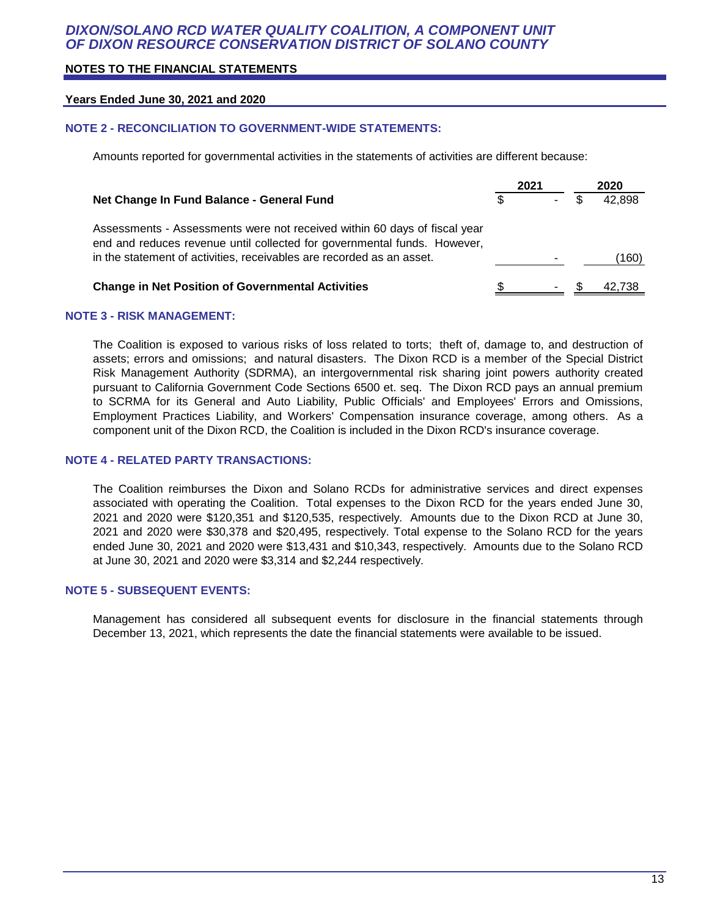# DIXON/SOLANO RCD WATER QUALITY COALITION, A COMPONENT UNIT OF DIXON RESOURCE CONSERVATION DISTRICT OF SOLANO COUNTY

**NOTES TO THE FINANCIAL STATEMENTS**

**Years Ended June 30, 2021 and 2020**

### NOTE 2 - RECONCILIATION TO GOVERNMENT-WIDE STATEMENTS:

Amounts reported for governmental activities in the statements of activities are different because:

| | 2021 | 2020 |
|---|---|---|
| **Net Change In Fund Balance - General Fund** | $ - | $ 42,898 |
| Assessments - Assessments were not received within 60 days of fiscal year end and reduces revenue until collected for governmental funds. However, in the statement of activities, receivables are recorded as an asset. | - | (160) |
| **Change in Net Position of Governmental Activities** | $ - | $ 42,738 |

### NOTE 3 - RISK MANAGEMENT:

The Coalition is exposed to various risks of loss related to torts; theft of, damage to, and destruction of assets; errors and omissions; and natural disasters. The Dixon RCD is a member of the Special District Risk Management Authority (SDRMA), an intergovernmental risk sharing joint powers authority created pursuant to California Government Code Sections 6500 et. seq. The Dixon RCD pays an annual premium to SCRMA for its General and Auto Liability, Public Officials' and Employees' Errors and Omissions, Employment Practices Liability, and Workers' Compensation insurance coverage, among others. As a component unit of the Dixon RCD, the Coalition is included in the Dixon RCD's insurance coverage.

### NOTE 4 - RELATED PARTY TRANSACTIONS:

The Coalition reimburses the Dixon and Solano RCDs for administrative services and direct expenses associated with operating the Coalition. Total expenses to the Dixon RCD for the years ended June 30, 2021 and 2020 were $120,351 and $120,535, respectively. Amounts due to the Dixon RCD at June 30, 2021 and 2020 were $30,378 and $20,495, respectively. Total expense to the Solano RCD for the years ended June 30, 2021 and 2020 were $13,431 and $10,343, respectively. Amounts due to the Solano RCD at June 30, 2021 and 2020 were $3,314 and $2,244 respectively.

### NOTE 5 - SUBSEQUENT EVENTS:

Management has considered all subsequent events for disclosure in the financial statements through December 13, 2021, which represents the date the financial statements were available to be issued.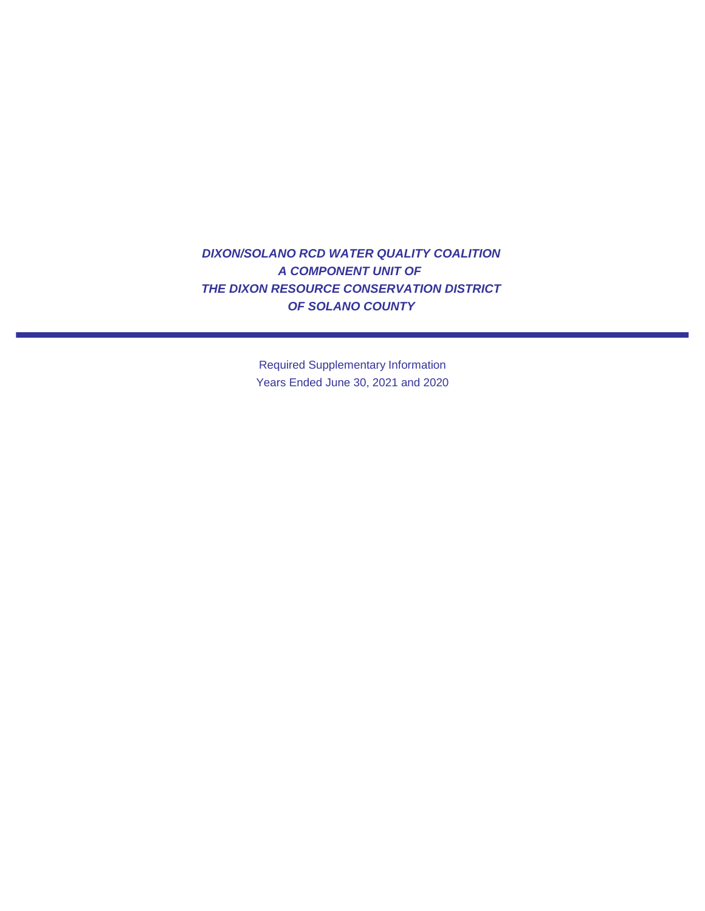***DIXON/SOLANO RCD WATER QUALITY COALITION***
***A COMPONENT UNIT OF***
***THE DIXON RESOURCE CONSERVATION DISTRICT***
***OF SOLANO COUNTY***

---

Required Supplementary Information
Years Ended June 30, 2021 and 2020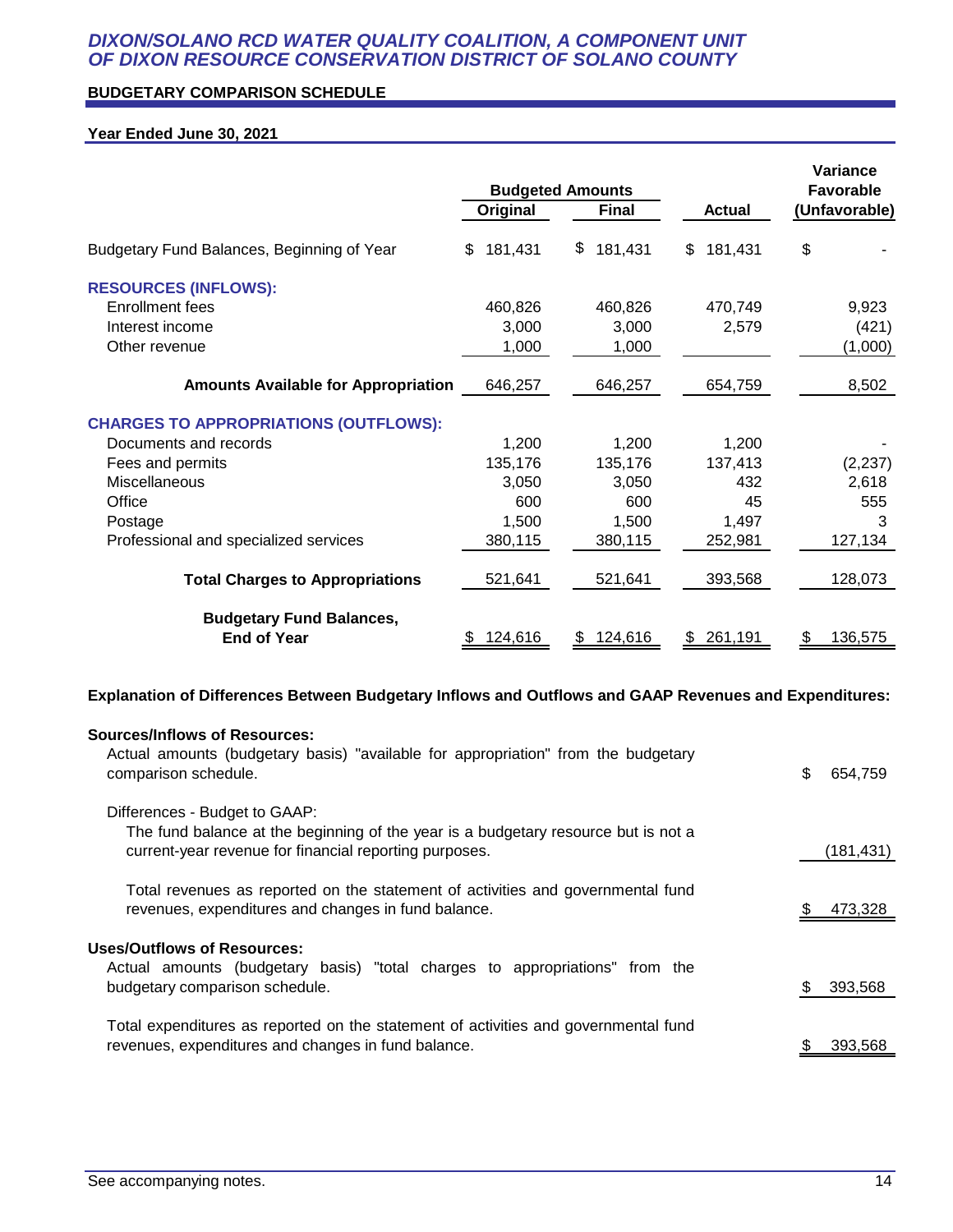# DIXON/SOLANO RCD WATER QUALITY COALITION, A COMPONENT UNIT OF DIXON RESOURCE CONSERVATION DISTRICT OF SOLANO COUNTY

## BUDGETARY COMPARISON SCHEDULE

**Year Ended June 30, 2021**

| | Budgeted Amounts | | | Variance Favorable |
|---|---|---|---|---|
| | Original | Final | Actual | (Unfavorable) |
| Budgetary Fund Balances, Beginning of Year | $ 181,431 | $ 181,431 | $ 181,431 | $ - |
| **RESOURCES (INFLOWS):** | | | | |
| Enrollment fees | 460,826 | 460,826 | 470,749 | 9,923 |
| Interest income | 3,000 | 3,000 | 2,579 | (421) |
| Other revenue | 1,000 | 1,000 | | (1,000) |
| **Amounts Available for Appropriation** | 646,257 | 646,257 | 654,759 | 8,502 |
| **CHARGES TO APPROPRIATIONS (OUTFLOWS):** | | | | |
| Documents and records | 1,200 | 1,200 | 1,200 | - |
| Fees and permits | 135,176 | 135,176 | 137,413 | (2,237) |
| Miscellaneous | 3,050 | 3,050 | 432 | 2,618 |
| Office | 600 | 600 | 45 | 555 |
| Postage | 1,500 | 1,500 | 1,497 | 3 |
| Professional and specialized services | 380,115 | 380,115 | 252,981 | 127,134 |
| **Total Charges to Appropriations** | 521,641 | 521,641 | 393,568 | 128,073 |
| **Budgetary Fund Balances, End of Year** | $ 124,616 | $ 124,616 | $ 261,191 | $ 136,575 |

**Explanation of Differences Between Budgetary Inflows and Outflows and GAAP Revenues and Expenditures:**

| | |
|---|---|
| **Sources/Inflows of Resources:** | |
| Actual amounts (budgetary basis) "available for appropriation" from the budgetary comparison schedule. | $ 654,759 |
| Differences - Budget to GAAP: | |
| The fund balance at the beginning of the year is a budgetary resource but is not a current-year revenue for financial reporting purposes. | (181,431) |
| Total revenues as reported on the statement of activities and governmental fund revenues, expenditures and changes in fund balance. | $ 473,328 |
| **Uses/Outflows of Resources:** | |
| Actual amounts (budgetary basis) "total charges to appropriations" from the budgetary comparison schedule. | $ 393,568 |
| Total expenditures as reported on the statement of activities and governmental fund revenues, expenditures and changes in fund balance. | $ 393,568 |

See accompanying notes.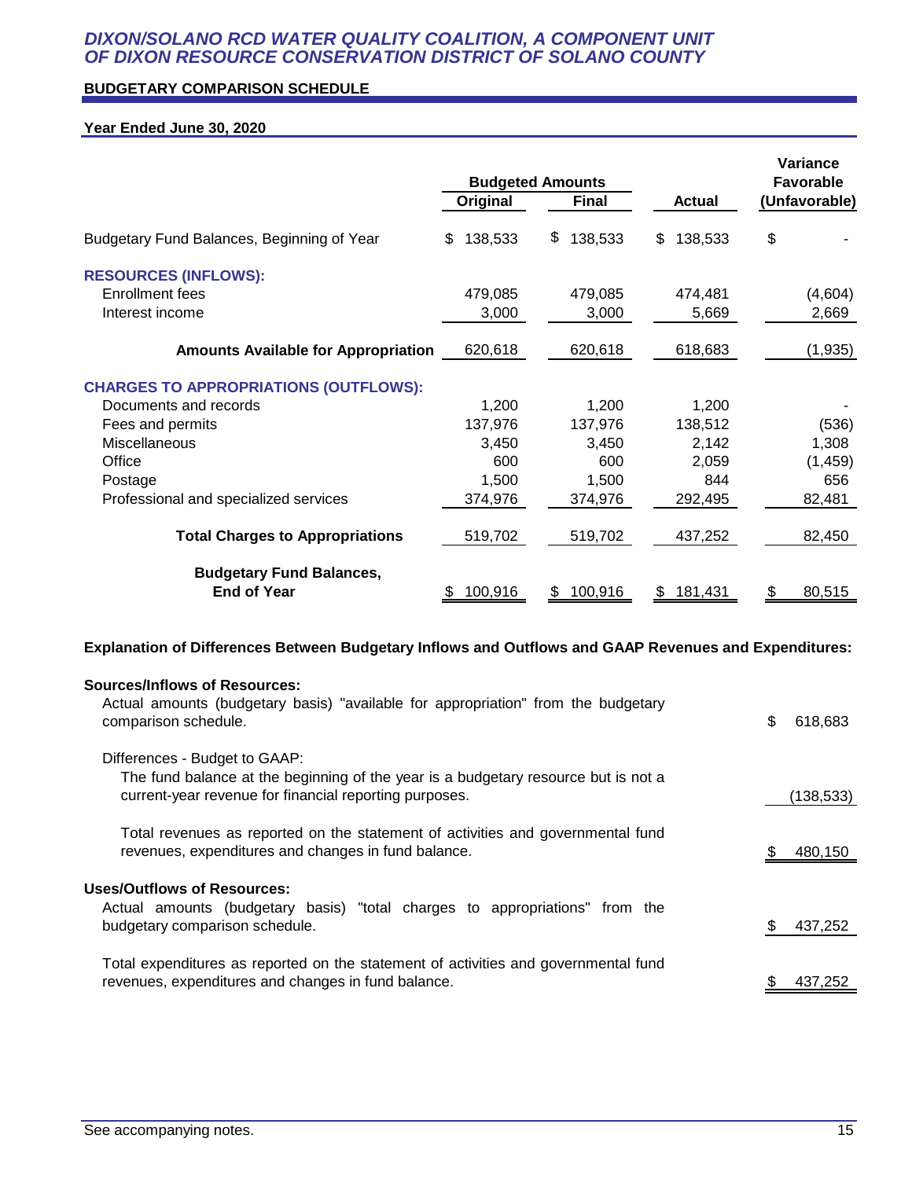# DIXON/SOLANO RCD WATER QUALITY COALITION, A COMPONENT UNIT OF DIXON RESOURCE CONSERVATION DISTRICT OF SOLANO COUNTY

## BUDGETARY COMPARISON SCHEDULE

### Year Ended June 30, 2020

| | Budgeted Amounts | | | Variance Favorable |
|---|---|---|---|---|
| | Original | Final | Actual | (Unfavorable) |
| Budgetary Fund Balances, Beginning of Year | $ 138,533 | $ 138,533 | $ 138,533 | $ - |
| **RESOURCES (INFLOWS):** | | | | |
| Enrollment fees | 479,085 | 479,085 | 474,481 | (4,604) |
| Interest income | 3,000 | 3,000 | 5,669 | 2,669 |
| **Amounts Available for Appropriation** | 620,618 | 620,618 | 618,683 | (1,935) |
| **CHARGES TO APPROPRIATIONS (OUTFLOWS):** | | | | |
| Documents and records | 1,200 | 1,200 | 1,200 | - |
| Fees and permits | 137,976 | 137,976 | 138,512 | (536) |
| Miscellaneous | 3,450 | 3,450 | 2,142 | 1,308 |
| Office | 600 | 600 | 2,059 | (1,459) |
| Postage | 1,500 | 1,500 | 844 | 656 |
| Professional and specialized services | 374,976 | 374,976 | 292,495 | 82,481 |
| **Total Charges to Appropriations** | 519,702 | 519,702 | 437,252 | 82,450 |
| **Budgetary Fund Balances, End of Year** | $ 100,916 | $ 100,916 | $ 181,431 | $ 80,515 |

**Explanation of Differences Between Budgetary Inflows and Outflows and GAAP Revenues and Expenditures:**

| | |
|---|---|
| **Sources/Inflows of Resources:** | |
| Actual amounts (budgetary basis) "available for appropriation" from the budgetary comparison schedule. | $ 618,683 |
| Differences - Budget to GAAP: | |
| The fund balance at the beginning of the year is a budgetary resource but is not a current-year revenue for financial reporting purposes. | (138,533) |
| Total revenues as reported on the statement of activities and governmental fund revenues, expenditures and changes in fund balance. | $ 480,150 |
| **Uses/Outflows of Resources:** | |
| Actual amounts (budgetary basis) "total charges to appropriations" from the budgetary comparison schedule. | $ 437,252 |
| Total expenditures as reported on the statement of activities and governmental fund revenues, expenditures and changes in fund balance. | $ 437,252 |

See accompanying notes.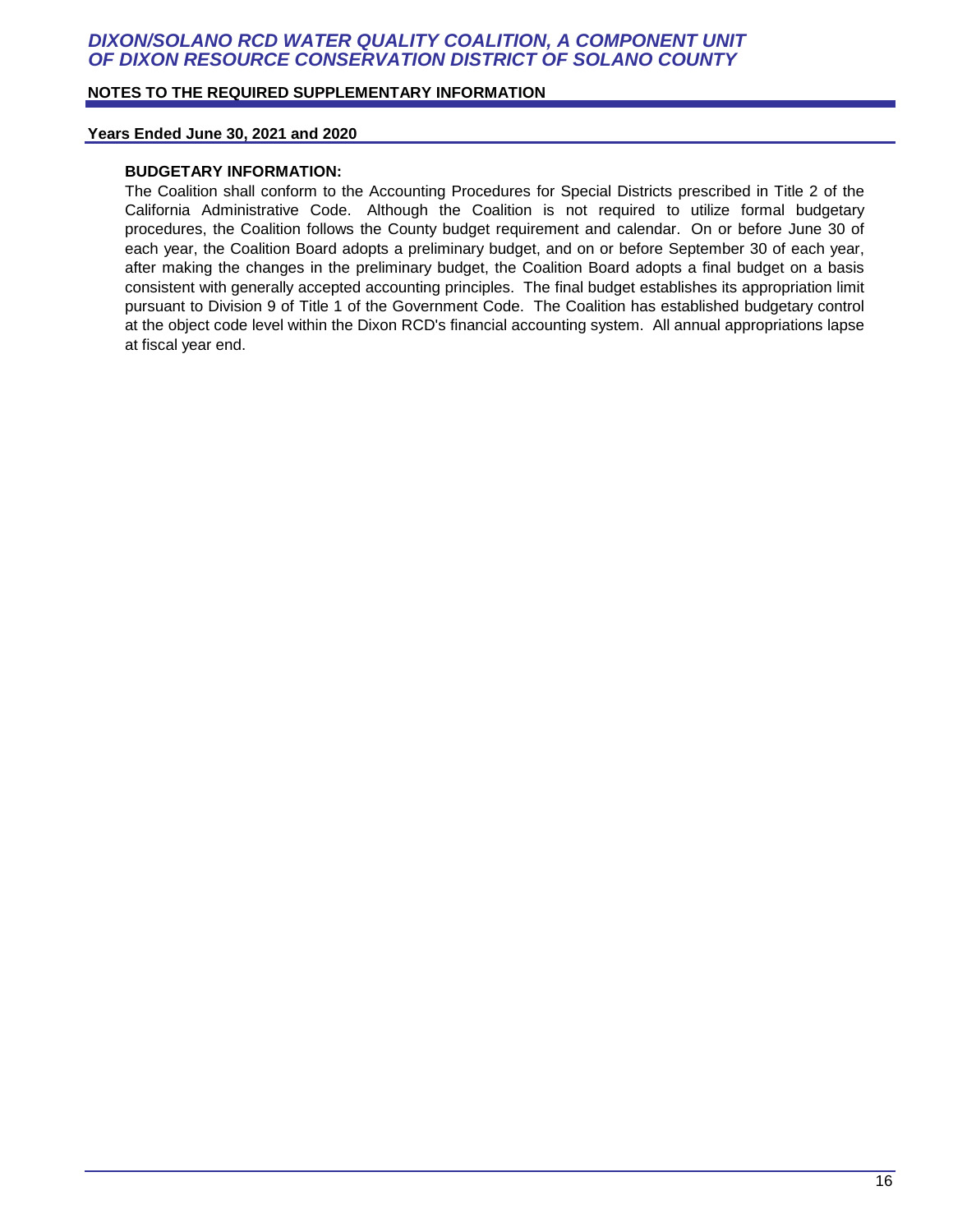# DIXON/SOLANO RCD WATER QUALITY COALITION, A COMPONENT UNIT OF DIXON RESOURCE CONSERVATION DISTRICT OF SOLANO COUNTY

## NOTES TO THE REQUIRED SUPPLEMENTARY INFORMATION

**Years Ended June 30, 2021 and 2020**

### BUDGETARY INFORMATION:

The Coalition shall conform to the Accounting Procedures for Special Districts prescribed in Title 2 of the California Administrative Code. Although the Coalition is not required to utilize formal budgetary procedures, the Coalition follows the County budget requirement and calendar. On or before June 30 of each year, the Coalition Board adopts a preliminary budget, and on or before September 30 of each year, after making the changes in the preliminary budget, the Coalition Board adopts a final budget on a basis consistent with generally accepted accounting principles. The final budget establishes its appropriation limit pursuant to Division 9 of Title 1 of the Government Code. The Coalition has established budgetary control at the object code level within the Dixon RCD's financial accounting system. All annual appropriations lapse at fiscal year end.